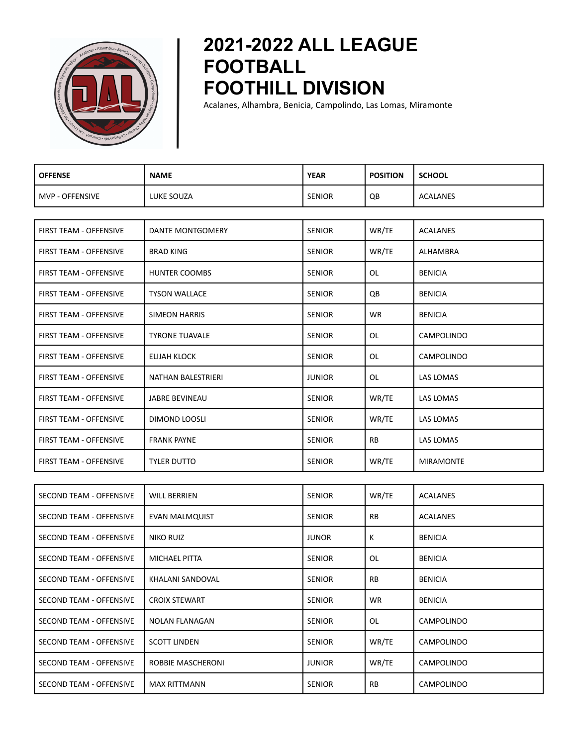# 2021-2022 ALL LEAGUE FOOTBALL FOOTHILL DIVISION

Acalanes, Alhambra, Benicia, Campolindo, Las Lomas, Miramonte

| OFFENSE | NAME | YEAR | POSITION | SCHOOL |
|---|---|---|---|---|
| MVP - OFFENSIVE | LUKE SOUZA | SENIOR | QB | ACALANES |
| FIRST TEAM - OFFENSIVE | DANTE MONTGOMERY | SENIOR | WR/TE | ACALANES |
| FIRST TEAM - OFFENSIVE | BRAD KING | SENIOR | WR/TE | ALHAMBRA |
| FIRST TEAM - OFFENSIVE | HUNTER COOMBS | SENIOR | OL | BENICIA |
| FIRST TEAM - OFFENSIVE | TYSON WALLACE | SENIOR | QB | BENICIA |
| FIRST TEAM - OFFENSIVE | SIMEON HARRIS | SENIOR | WR | BENICIA |
| FIRST TEAM - OFFENSIVE | TYRONE TUAVALE | SENIOR | OL | CAMPOLINDO |
| FIRST TEAM - OFFENSIVE | ELIJAH KLOCK | SENIOR | OL | CAMPOLINDO |
| FIRST TEAM - OFFENSIVE | NATHAN BALESTRIERI | JUNIOR | OL | LAS LOMAS |
| FIRST TEAM - OFFENSIVE | JABRE BEVINEAU | SENIOR | WR/TE | LAS LOMAS |
| FIRST TEAM - OFFENSIVE | DIMOND LOOSLI | SENIOR | WR/TE | LAS LOMAS |
| FIRST TEAM - OFFENSIVE | FRANK PAYNE | SENIOR | RB | LAS LOMAS |
| FIRST TEAM - OFFENSIVE | TYLER DUTTO | SENIOR | WR/TE | MIRAMONTE |
| SECOND TEAM - OFFENSIVE | WILL BERRIEN | SENIOR | WR/TE | ACALANES |
| SECOND TEAM - OFFENSIVE | EVAN MALMQUIST | SENIOR | RB | ACALANES |
| SECOND TEAM - OFFENSIVE | NIKO RUIZ | JUNOR | K | BENICIA |
| SECOND TEAM - OFFENSIVE | MICHAEL PITTA | SENIOR | OL | BENICIA |
| SECOND TEAM - OFFENSIVE | KHALANI SANDOVAL | SENIOR | RB | BENICIA |
| SECOND TEAM - OFFENSIVE | CROIX STEWART | SENIOR | WR | BENICIA |
| SECOND TEAM - OFFENSIVE | NOLAN FLANAGAN | SENIOR | OL | CAMPOLINDO |
| SECOND TEAM - OFFENSIVE | SCOTT LINDEN | SENIOR | WR/TE | CAMPOLINDO |
| SECOND TEAM - OFFENSIVE | ROBBIE MASCHERONI | JUNIOR | WR/TE | CAMPOLINDO |
| SECOND TEAM - OFFENSIVE | MAX RITTMANN | SENIOR | RB | CAMPOLINDO |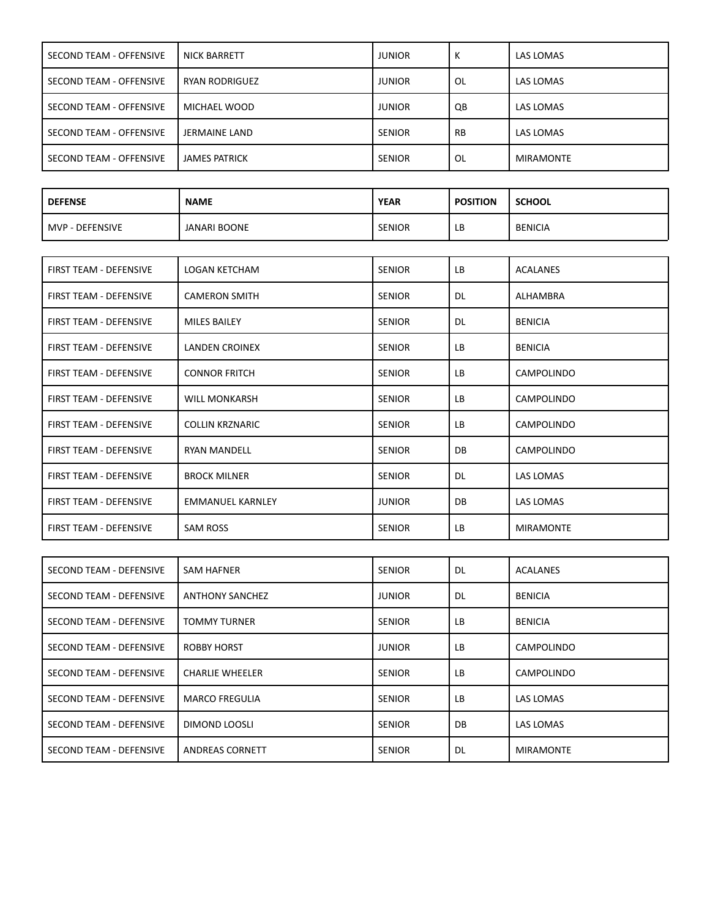| | | | | |
|---|---|---|---|---|
| SECOND TEAM - OFFENSIVE | NICK BARRETT | JUNIOR | K | LAS LOMAS |
| SECOND TEAM - OFFENSIVE | RYAN RODRIGUEZ | JUNIOR | OL | LAS LOMAS |
| SECOND TEAM - OFFENSIVE | MICHAEL WOOD | JUNIOR | QB | LAS LOMAS |
| SECOND TEAM - OFFENSIVE | JERMAINE LAND | SENIOR | RB | LAS LOMAS |
| SECOND TEAM - OFFENSIVE | JAMES PATRICK | SENIOR | OL | MIRAMONTE |

| DEFENSE | NAME | YEAR | POSITION | SCHOOL |
|---|---|---|---|---|
| MVP - DEFENSIVE | JANARI BOONE | SENIOR | LB | BENICIA |

| | | | | |
|---|---|---|---|---|
| FIRST TEAM - DEFENSIVE | LOGAN KETCHAM | SENIOR | LB | ACALANES |
| FIRST TEAM - DEFENSIVE | CAMERON SMITH | SENIOR | DL | ALHAMBRA |
| FIRST TEAM - DEFENSIVE | MILES BAILEY | SENIOR | DL | BENICIA |
| FIRST TEAM - DEFENSIVE | LANDEN CROINEX | SENIOR | LB | BENICIA |
| FIRST TEAM - DEFENSIVE | CONNOR FRITCH | SENIOR | LB | CAMPOLINDO |
| FIRST TEAM - DEFENSIVE | WILL MONKARSH | SENIOR | LB | CAMPOLINDO |
| FIRST TEAM - DEFENSIVE | COLLIN KRZNARIC | SENIOR | LB | CAMPOLINDO |
| FIRST TEAM - DEFENSIVE | RYAN MANDELL | SENIOR | DB | CAMPOLINDO |
| FIRST TEAM - DEFENSIVE | BROCK MILNER | SENIOR | DL | LAS LOMAS |
| FIRST TEAM - DEFENSIVE | EMMANUEL KARNLEY | JUNIOR | DB | LAS LOMAS |
| FIRST TEAM - DEFENSIVE | SAM ROSS | SENIOR | LB | MIRAMONTE |

| | | | | |
|---|---|---|---|---|
| SECOND TEAM - DEFENSIVE | SAM HAFNER | SENIOR | DL | ACALANES |
| SECOND TEAM - DEFENSIVE | ANTHONY SANCHEZ | JUNIOR | DL | BENICIA |
| SECOND TEAM - DEFENSIVE | TOMMY TURNER | SENIOR | LB | BENICIA |
| SECOND TEAM - DEFENSIVE | ROBBY HORST | JUNIOR | LB | CAMPOLINDO |
| SECOND TEAM - DEFENSIVE | CHARLIE WHEELER | SENIOR | LB | CAMPOLINDO |
| SECOND TEAM - DEFENSIVE | MARCO FREGULIA | SENIOR | LB | LAS LOMAS |
| SECOND TEAM - DEFENSIVE | DIMOND LOOSLI | SENIOR | DB | LAS LOMAS |
| SECOND TEAM - DEFENSIVE | ANDREAS CORNETT | SENIOR | DL | MIRAMONTE |